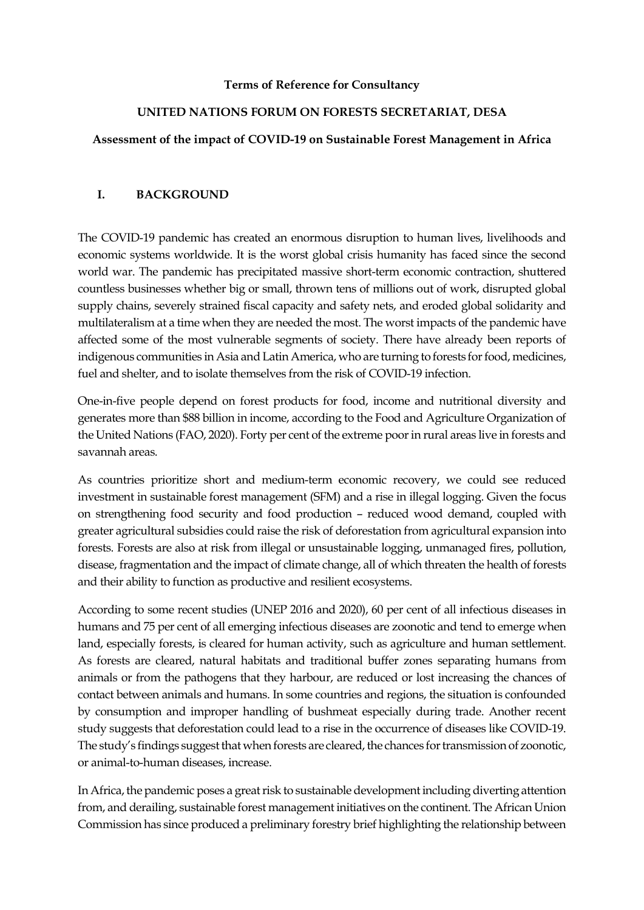**Terms of Reference for Consultancy**

**UNITED NATIONS FORUM ON FORESTS SECRETARIAT, DESA**

**Assessment of the impact of COVID-19 on Sustainable Forest Management in Africa**

## I. BACKGROUND

The COVID-19 pandemic has created an enormous disruption to human lives, livelihoods and economic systems worldwide. It is the worst global crisis humanity has faced since the second world war. The pandemic has precipitated massive short-term economic contraction, shuttered countless businesses whether big or small, thrown tens of millions out of work, disrupted global supply chains, severely strained fiscal capacity and safety nets, and eroded global solidarity and multilateralism at a time when they are needed the most. The worst impacts of the pandemic have affected some of the most vulnerable segments of society. There have already been reports of indigenous communities in Asia and Latin America, who are turning to forests for food, medicines, fuel and shelter, and to isolate themselves from the risk of COVID-19 infection.

One-in-five people depend on forest products for food, income and nutritional diversity and generates more than $88 billion in income, according to the Food and Agriculture Organization of the United Nations (FAO, 2020). Forty per cent of the extreme poor in rural areas live in forests and savannah areas.

As countries prioritize short and medium-term economic recovery, we could see reduced investment in sustainable forest management (SFM) and a rise in illegal logging. Given the focus on strengthening food security and food production – reduced wood demand, coupled with greater agricultural subsidies could raise the risk of deforestation from agricultural expansion into forests. Forests are also at risk from illegal or unsustainable logging, unmanaged fires, pollution, disease, fragmentation and the impact of climate change, all of which threaten the health of forests and their ability to function as productive and resilient ecosystems.

According to some recent studies (UNEP 2016 and 2020), 60 per cent of all infectious diseases in humans and 75 per cent of all emerging infectious diseases are zoonotic and tend to emerge when land, especially forests, is cleared for human activity, such as agriculture and human settlement. As forests are cleared, natural habitats and traditional buffer zones separating humans from animals or from the pathogens that they harbour, are reduced or lost increasing the chances of contact between animals and humans. In some countries and regions, the situation is confounded by consumption and improper handling of bushmeat especially during trade. Another recent study suggests that deforestation could lead to a rise in the occurrence of diseases like COVID-19. The study's findings suggest that when forests are cleared, the chances for transmission of zoonotic, or animal-to-human diseases, increase.

In Africa, the pandemic poses a great risk to sustainable development including diverting attention from, and derailing, sustainable forest management initiatives on the continent. The African Union Commission has since produced a preliminary forestry brief highlighting the relationship between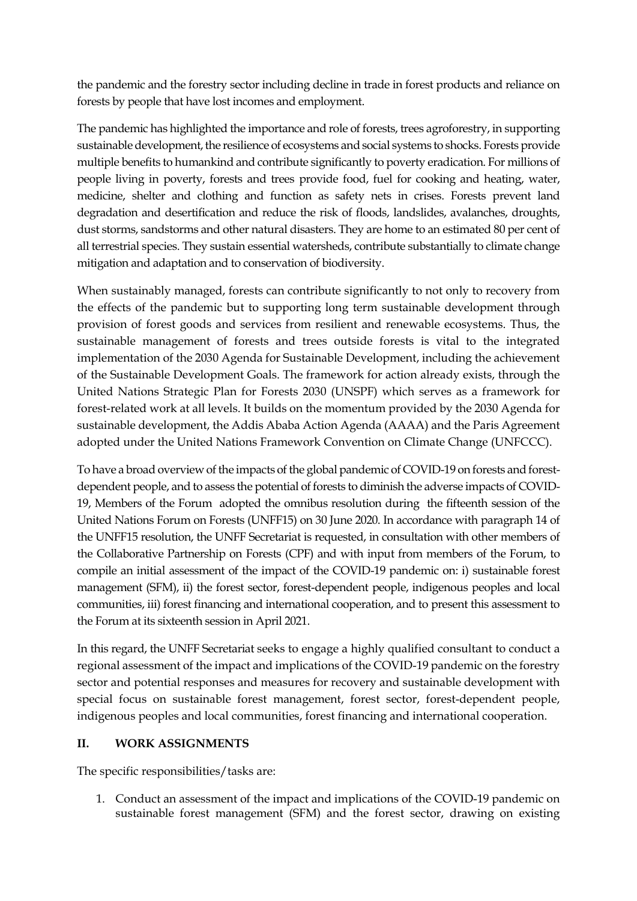the pandemic and the forestry sector including decline in trade in forest products and reliance on forests by people that have lost incomes and employment.

The pandemic has highlighted the importance and role of forests, trees agroforestry, in supporting sustainable development, the resilience of ecosystems and social systems to shocks. Forests provide multiple benefits to humankind and contribute significantly to poverty eradication. For millions of people living in poverty, forests and trees provide food, fuel for cooking and heating, water, medicine, shelter and clothing and function as safety nets in crises. Forests prevent land degradation and desertification and reduce the risk of floods, landslides, avalanches, droughts, dust storms, sandstorms and other natural disasters. They are home to an estimated 80 per cent of all terrestrial species. They sustain essential watersheds, contribute substantially to climate change mitigation and adaptation and to conservation of biodiversity.

When sustainably managed, forests can contribute significantly to not only to recovery from the effects of the pandemic but to supporting long term sustainable development through provision of forest goods and services from resilient and renewable ecosystems. Thus, the sustainable management of forests and trees outside forests is vital to the integrated implementation of the 2030 Agenda for Sustainable Development, including the achievement of the Sustainable Development Goals. The framework for action already exists, through the United Nations Strategic Plan for Forests 2030 (UNSPF) which serves as a framework for forest-related work at all levels. It builds on the momentum provided by the 2030 Agenda for sustainable development, the Addis Ababa Action Agenda (AAAA) and the Paris Agreement adopted under the United Nations Framework Convention on Climate Change (UNFCCC).

To have a broad overview of the impacts of the global pandemic of COVID-19 on forests and forest-dependent people, and to assess the potential of forests to diminish the adverse impacts of COVID-19, Members of the Forum adopted the omnibus resolution during the fifteenth session of the United Nations Forum on Forests (UNFF15) on 30 June 2020. In accordance with paragraph 14 of the UNFF15 resolution, the UNFF Secretariat is requested, in consultation with other members of the Collaborative Partnership on Forests (CPF) and with input from members of the Forum, to compile an initial assessment of the impact of the COVID-19 pandemic on: i) sustainable forest management (SFM), ii) the forest sector, forest-dependent people, indigenous peoples and local communities, iii) forest financing and international cooperation, and to present this assessment to the Forum at its sixteenth session in April 2021.

In this regard, the UNFF Secretariat seeks to engage a highly qualified consultant to conduct a regional assessment of the impact and implications of the COVID-19 pandemic on the forestry sector and potential responses and measures for recovery and sustainable development with special focus on sustainable forest management, forest sector, forest-dependent people, indigenous peoples and local communities, forest financing and international cooperation.

## II. WORK ASSIGNMENTS

The specific responsibilities/tasks are:

1. Conduct an assessment of the impact and implications of the COVID-19 pandemic on sustainable forest management (SFM) and the forest sector, drawing on existing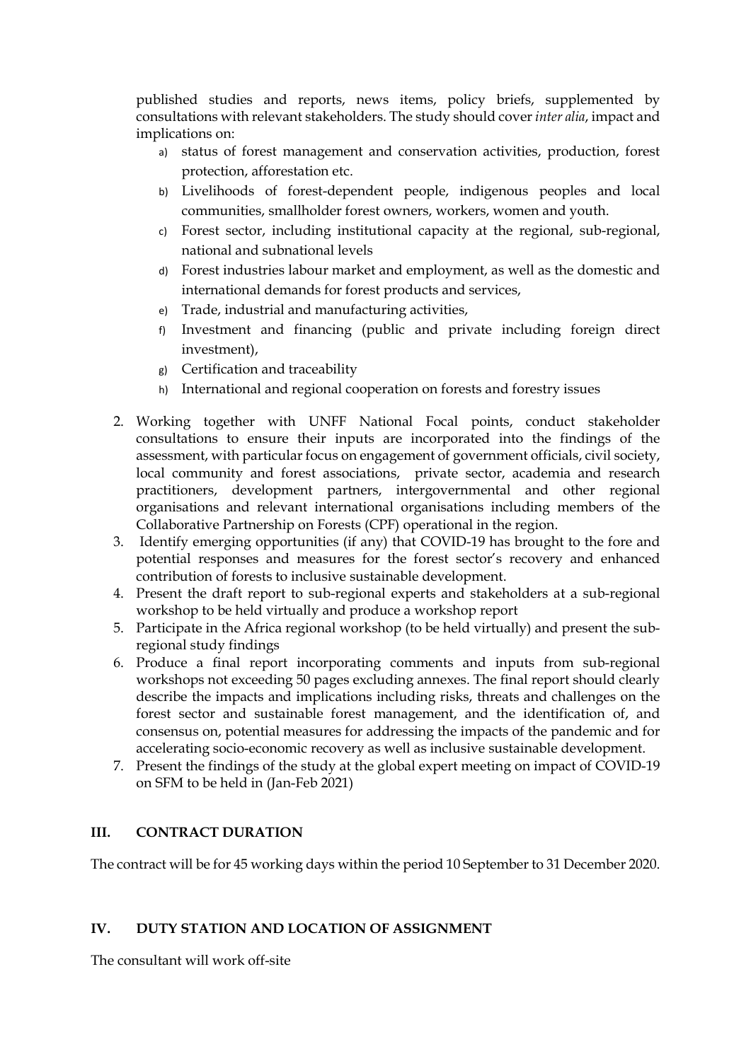published studies and reports, news items, policy briefs, supplemented by consultations with relevant stakeholders. The study should cover *inter alia*, impact and implications on:

a) status of forest management and conservation activities, production, forest protection, afforestation etc.
b) Livelihoods of forest-dependent people, indigenous peoples and local communities, smallholder forest owners, workers, women and youth.
c) Forest sector, including institutional capacity at the regional, sub-regional, national and subnational levels
d) Forest industries labour market and employment, as well as the domestic and international demands for forest products and services,
e) Trade, industrial and manufacturing activities,
f) Investment and financing (public and private including foreign direct investment),
g) Certification and traceability
h) International and regional cooperation on forests and forestry issues

2. Working together with UNFF National Focal points, conduct stakeholder consultations to ensure their inputs are incorporated into the findings of the assessment, with particular focus on engagement of government officials, civil society, local community and forest associations, private sector, academia and research practitioners, development partners, intergovernmental and other regional organisations and relevant international organisations including members of the Collaborative Partnership on Forests (CPF) operational in the region.
3. Identify emerging opportunities (if any) that COVID-19 has brought to the fore and potential responses and measures for the forest sector's recovery and enhanced contribution of forests to inclusive sustainable development.
4. Present the draft report to sub-regional experts and stakeholders at a sub-regional workshop to be held virtually and produce a workshop report
5. Participate in the Africa regional workshop (to be held virtually) and present the sub-regional study findings
6. Produce a final report incorporating comments and inputs from sub-regional workshops not exceeding 50 pages excluding annexes. The final report should clearly describe the impacts and implications including risks, threats and challenges on the forest sector and sustainable forest management, and the identification of, and consensus on, potential measures for addressing the impacts of the pandemic and for accelerating socio-economic recovery as well as inclusive sustainable development.
7. Present the findings of the study at the global expert meeting on impact of COVID-19 on SFM to be held in (Jan-Feb 2021)

## III. CONTRACT DURATION

The contract will be for 45 working days within the period 10 September to 31 December 2020.

## IV. DUTY STATION AND LOCATION OF ASSIGNMENT

The consultant will work off-site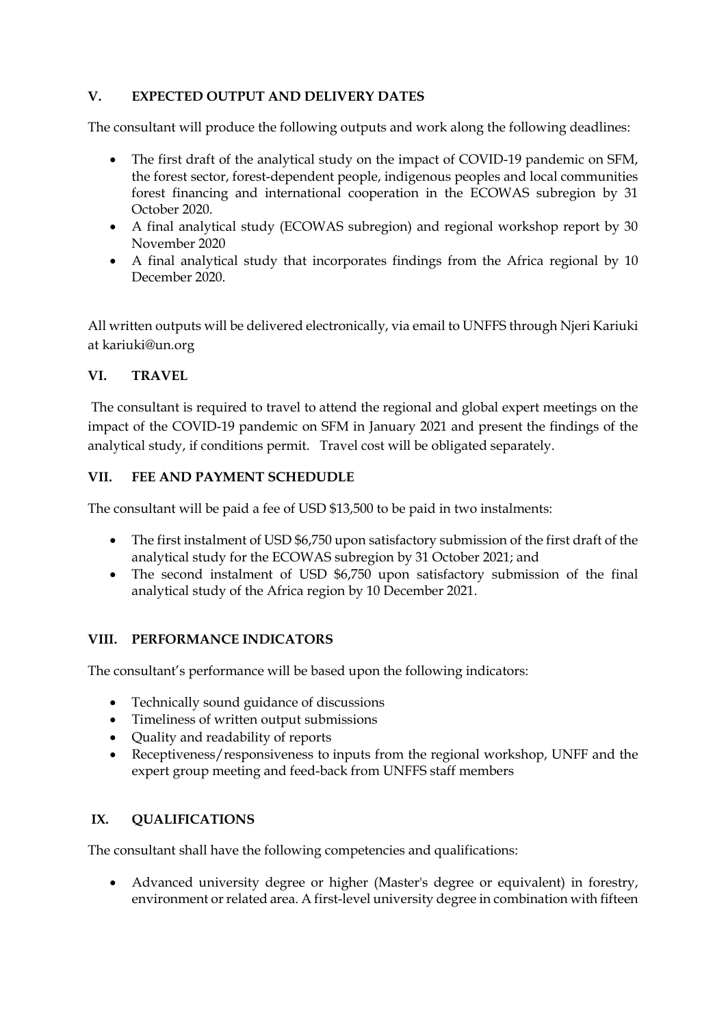## V. EXPECTED OUTPUT AND DELIVERY DATES

The consultant will produce the following outputs and work along the following deadlines:

- The first draft of the analytical study on the impact of COVID-19 pandemic on SFM, the forest sector, forest-dependent people, indigenous peoples and local communities forest financing and international cooperation in the ECOWAS subregion by 31 October 2020.
- A final analytical study (ECOWAS subregion) and regional workshop report by 30 November 2020
- A final analytical study that incorporates findings from the Africa regional by 10 December 2020.

All written outputs will be delivered electronically, via email to UNFFS through Njeri Kariuki at kariuki@un.org

## VI. TRAVEL

The consultant is required to travel to attend the regional and global expert meetings on the impact of the COVID-19 pandemic on SFM in January 2021 and present the findings of the analytical study, if conditions permit. Travel cost will be obligated separately.

## VII. FEE AND PAYMENT SCHEDUDLE

The consultant will be paid a fee of USD $13,500 to be paid in two instalments:

- The first instalment of USD $6,750 upon satisfactory submission of the first draft of the analytical study for the ECOWAS subregion by 31 October 2021; and
- The second instalment of USD $6,750 upon satisfactory submission of the final analytical study of the Africa region by 10 December 2021.

## VIII. PERFORMANCE INDICATORS

The consultant's performance will be based upon the following indicators:

- Technically sound guidance of discussions
- Timeliness of written output submissions
- Quality and readability of reports
- Receptiveness/responsiveness to inputs from the regional workshop, UNFF and the expert group meeting and feed-back from UNFFS staff members

## IX. QUALIFICATIONS

The consultant shall have the following competencies and qualifications:

- Advanced university degree or higher (Master's degree or equivalent) in forestry, environment or related area. A first-level university degree in combination with fifteen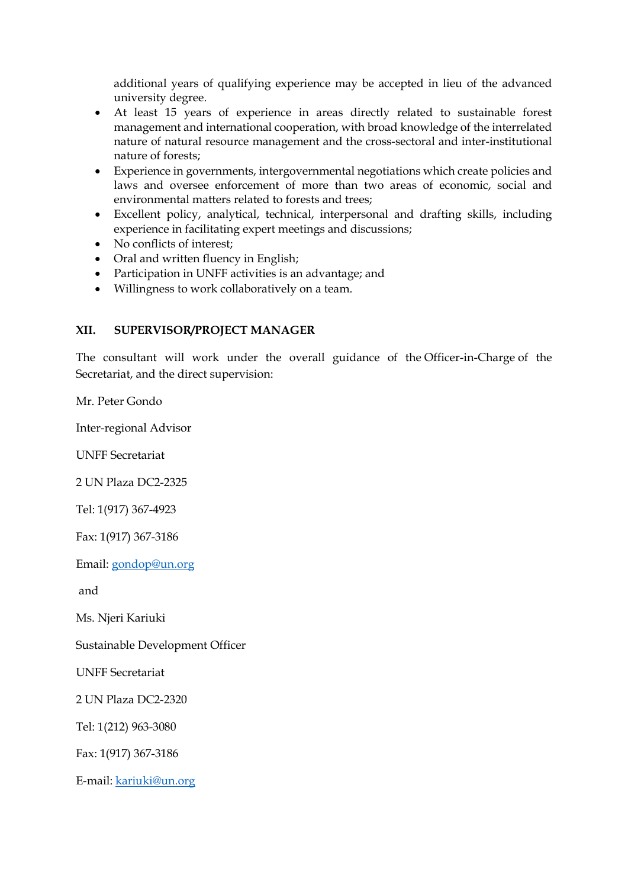additional years of qualifying experience may be accepted in lieu of the advanced university degree.

- At least 15 years of experience in areas directly related to sustainable forest management and international cooperation, with broad knowledge of the interrelated nature of natural resource management and the cross-sectoral and inter-institutional nature of forests;
- Experience in governments, intergovernmental negotiations which create policies and laws and oversee enforcement of more than two areas of economic, social and environmental matters related to forests and trees;
- Excellent policy, analytical, technical, interpersonal and drafting skills, including experience in facilitating expert meetings and discussions;
- No conflicts of interest;
- Oral and written fluency in English;
- Participation in UNFF activities is an advantage; and
- Willingness to work collaboratively on a team.

## XII. SUPERVISOR/PROJECT MANAGER

The consultant will work under the overall guidance of the Officer-in-Charge of the Secretariat, and the direct supervision:

Mr. Peter Gondo

Inter-regional Advisor

UNFF Secretariat

2 UN Plaza DC2-2325

Tel: 1(917) 367-4923

Fax: 1(917) 367-3186

Email: gondop@un.org

and

Ms. Njeri Kariuki

Sustainable Development Officer

UNFF Secretariat

2 UN Plaza DC2-2320

Tel: 1(212) 963-3080

Fax: 1(917) 367-3186

E-mail: kariuki@un.org